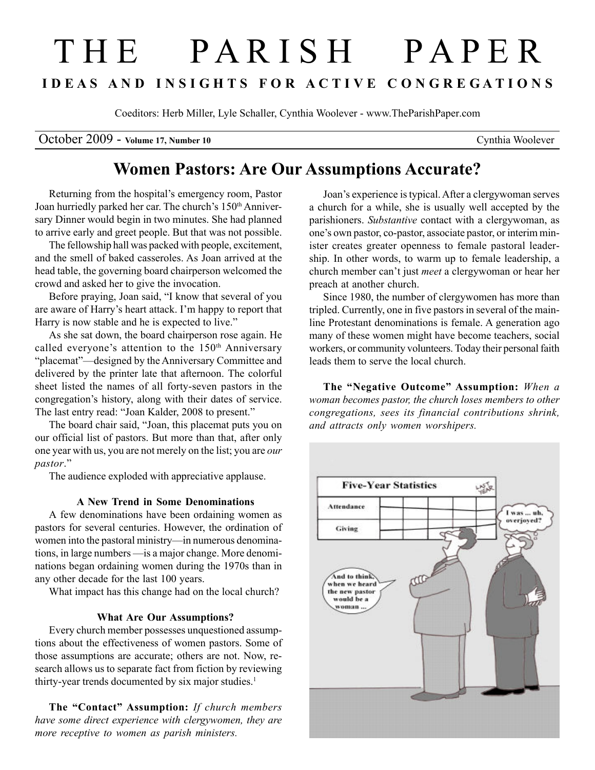# THE PARISH PAPER

**IDEAS AND INSIGHTS FOR ACTIVE CONGREGATIONS**

Coeditors: Herb Miller, Lyle Schaller, Cynthia Woolever - www.TheParishPaper.com

October 2009 - **Volume 17, Number 10** Cynthia Woolever

## Women Pastors: Are Our Assumptions Accurate?

Returning from the hospital's emergency room, Pastor Joan hurriedly parked her car. The church's 150th Anniversary Dinner would begin in two minutes. She had planned to arrive early and greet people. But that was not possible.

The fellowship hall was packed with people, excitement, and the smell of baked casseroles. As Joan arrived at the head table, the governing board chairperson welcomed the crowd and asked her to give the invocation.

Before praying, Joan said, "I know that several of you are aware of Harry's heart attack. I'm happy to report that Harry is now stable and he is expected to live."

As she sat down, the board chairperson rose again. He called everyone's attention to the 150th Anniversary "placemat"—designed by the Anniversary Committee and delivered by the printer late that afternoon. The colorful sheet listed the names of all forty-seven pastors in the congregation's history, along with their dates of service. The last entry read: "Joan Kalder, 2008 to present."

The board chair said, "Joan, this placemat puts you on our official list of pastors. But more than that, after only one year with us, you are not merely on the list; you are *our pastor*."

The audience exploded with appreciative applause.

#### A New Trend in Some Denominations

A few denominations have been ordaining women as pastors for several centuries. However, the ordination of women into the pastoral ministry—in numerous denominations, in large numbers —is a major change. More denominations began ordaining women during the 1970s than in any other decade for the last 100 years.

What impact has this change had on the local church?

#### What Are Our Assumptions?

Every church member possesses unquestioned assumptions about the effectiveness of women pastors. Some of those assumptions are accurate; others are not. Now, research allows us to separate fact from fiction by reviewing thirty-year trends documented by six major studies.[1]

**The "Contact" Assumption:** *If church members have some direct experience with clergywomen, they are more receptive to women as parish ministers.*

Joan's experience is typical. After a clergywoman serves a church for a while, she is usually well accepted by the parishioners. *Substantive* contact with a clergywoman, as one's own pastor, co-pastor, associate pastor, or interim minister creates greater openness to female pastoral leadership. In other words, to warm up to female leadership, a church member can't just *meet* a clergywoman or hear her preach at another church.

Since 1980, the number of clergywomen has more than tripled. Currently, one in five pastors in several of the mainline Protestant denominations is female. A generation ago many of these women might have become teachers, social workers, or community volunteers. Today their personal faith leads them to serve the local church.

**The "Negative Outcome" Assumption:** *When a woman becomes pastor, the church loses members to other congregations, sees its financial contributions shrink, and attracts only women worshipers.*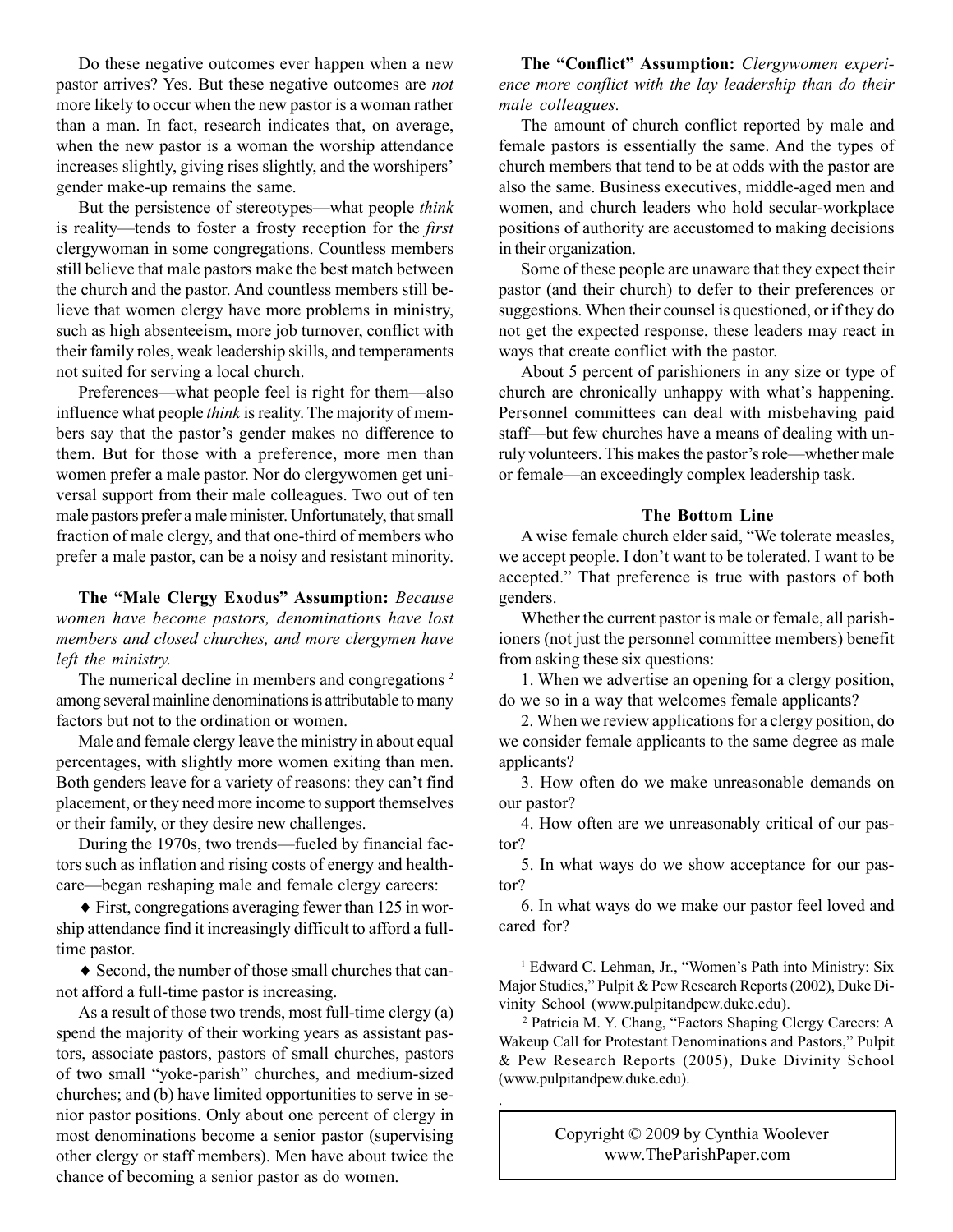Do these negative outcomes ever happen when a new pastor arrives? Yes. But these negative outcomes are *not* more likely to occur when the new pastor is a woman rather than a man. In fact, research indicates that, on average, when the new pastor is a woman the worship attendance increases slightly, giving rises slightly, and the worshipers' gender make-up remains the same.

But the persistence of stereotypes—what people *think* is reality—tends to foster a frosty reception for the *first* clergywoman in some congregations. Countless members still believe that male pastors make the best match between the church and the pastor. And countless members still believe that women clergy have more problems in ministry, such as high absenteeism, more job turnover, conflict with their family roles, weak leadership skills, and temperaments not suited for serving a local church.

Preferences—what people feel is right for them—also influence what people *think* is reality. The majority of members say that the pastor's gender makes no difference to them. But for those with a preference, more men than women prefer a male pastor. Nor do clergywomen get universal support from their male colleagues. Two out of ten male pastors prefer a male minister. Unfortunately, that small fraction of male clergy, and that one-third of members who prefer a male pastor, can be a noisy and resistant minority.

**The "Male Clergy Exodus" Assumption:** *Because women have become pastors, denominations have lost members and closed churches, and more clergymen have left the ministry.*

The numerical decline in members and congregations [2] among several mainline denominations is attributable to many factors but not to the ordination or women.

Male and female clergy leave the ministry in about equal percentages, with slightly more women exiting than men. Both genders leave for a variety of reasons: they can't find placement, or they need more income to support themselves or their family, or they desire new challenges.

During the 1970s, two trends—fueled by financial factors such as inflation and rising costs of energy and healthcare—began reshaping male and female clergy careers:

♦ First, congregations averaging fewer than 125 in worship attendance find it increasingly difficult to afford a full-time pastor.

♦ Second, the number of those small churches that cannot afford a full-time pastor is increasing.

As a result of those two trends, most full-time clergy (a) spend the majority of their working years as assistant pastors, associate pastors, pastors of small churches, pastors of two small "yoke-parish" churches, and medium-sized churches; and (b) have limited opportunities to serve in senior pastor positions. Only about one percent of clergy in most denominations become a senior pastor (supervising other clergy or staff members). Men have about twice the chance of becoming a senior pastor as do women.

**The "Conflict" Assumption:** *Clergywomen experience more conflict with the lay leadership than do their male colleagues.*

The amount of church conflict reported by male and female pastors is essentially the same. And the types of church members that tend to be at odds with the pastor are also the same. Business executives, middle-aged men and women, and church leaders who hold secular-workplace positions of authority are accustomed to making decisions in their organization.

Some of these people are unaware that they expect their pastor (and their church) to defer to their preferences or suggestions. When their counsel is questioned, or if they do not get the expected response, these leaders may react in ways that create conflict with the pastor.

About 5 percent of parishioners in any size or type of church are chronically unhappy with what's happening. Personnel committees can deal with misbehaving paid staff—but few churches have a means of dealing with unruly volunteers. This makes the pastor's role—whether male or female—an exceedingly complex leadership task.

### The Bottom Line

A wise female church elder said, "We tolerate measles, we accept people. I don't want to be tolerated. I want to be accepted." That preference is true with pastors of both genders.

Whether the current pastor is male or female, all parishioners (not just the personnel committee members) benefit from asking these six questions:

1. When we advertise an opening for a clergy position, do we so in a way that welcomes female applicants?

2. When we review applications for a clergy position, do we consider female applicants to the same degree as male applicants?

3. How often do we make unreasonable demands on our pastor?

4. How often are we unreasonably critical of our pastor?

5. In what ways do we show acceptance for our pastor?

6. In what ways do we make our pastor feel loved and cared for?

[1] Edward C. Lehman, Jr., "Women's Path into Ministry: Six Major Studies," Pulpit & Pew Research Reports (2002), Duke Divinity School (www.pulpitandpew.duke.edu).

[2] Patricia M. Y. Chang, "Factors Shaping Clergy Careers: A Wakeup Call for Protestant Denominations and Pastors," Pulpit & Pew Research Reports (2005), Duke Divinity School (www.pulpitandpew.duke.edu).

Copyright © 2009 by Cynthia Woolever
www.TheParishPaper.com